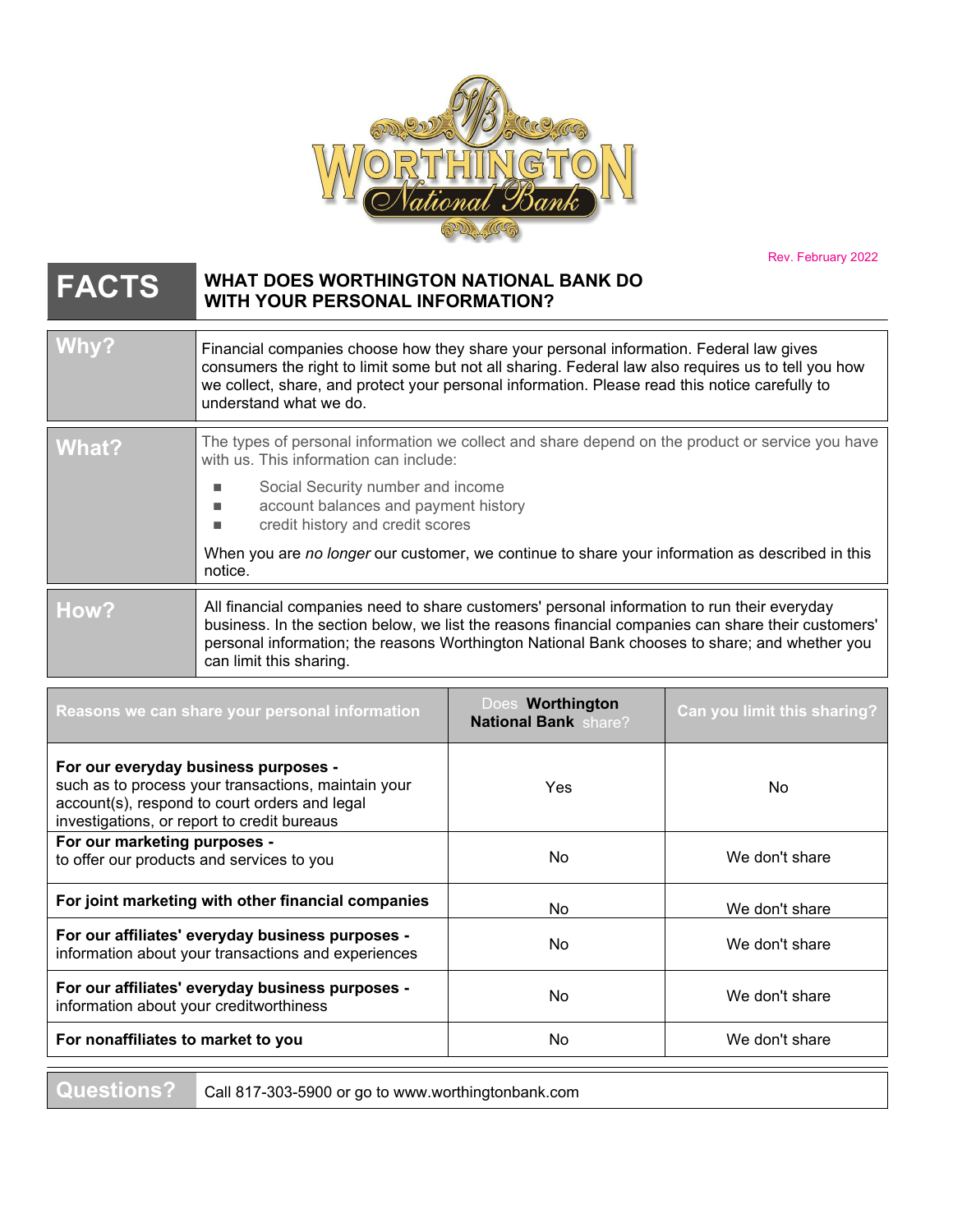Worthington National Bank

Rev. February 2022

| FACTS | WHAT DOES WORTHINGTON NATIONAL BANK DO WITH YOUR PERSONAL INFORMATION? |
|---|---|
| **Why?** | Financial companies choose how they share your personal information. Federal law gives consumers the right to limit some but not all sharing. Federal law also requires us to tell you how we collect, share, and protect your personal information. Please read this notice carefully to understand what we do. |
| **What?** | The types of personal information we collect and share depend on the product or service you have with us. This information can include:<br>■ Social Security number and income<br>■ account balances and payment history<br>■ credit history and credit scores<br><br>When you are *no longer* our customer, we continue to share your information as described in this notice. |
| **How?** | All financial companies need to share customers' personal information to run their everyday business. In the section below, we list the reasons financial companies can share their customers' personal information; the reasons Worthington National Bank chooses to share; and whether you can limit this sharing. |

| Reasons we can share your personal information | Does **Worthington National Bank** share? | Can you limit this sharing? |
|---|---|---|
| **For our everyday business purposes -** such as to process your transactions, maintain your account(s), respond to court orders and legal investigations, or report to credit bureaus | Yes | No |
| **For our marketing purposes -** to offer our products and services to you | No | We don't share |
| **For joint marketing with other financial companies** | No | We don't share |
| **For our affiliates' everyday business purposes -** information about your transactions and experiences | No | We don't share |
| **For our affiliates' everyday business purposes -** information about your creditworthiness | No | We don't share |
| **For nonaffiliates to market to you** | No | We don't share |

| Questions? | Call 817-303-5900 or go to www.worthingtonbank.com |
|---|---|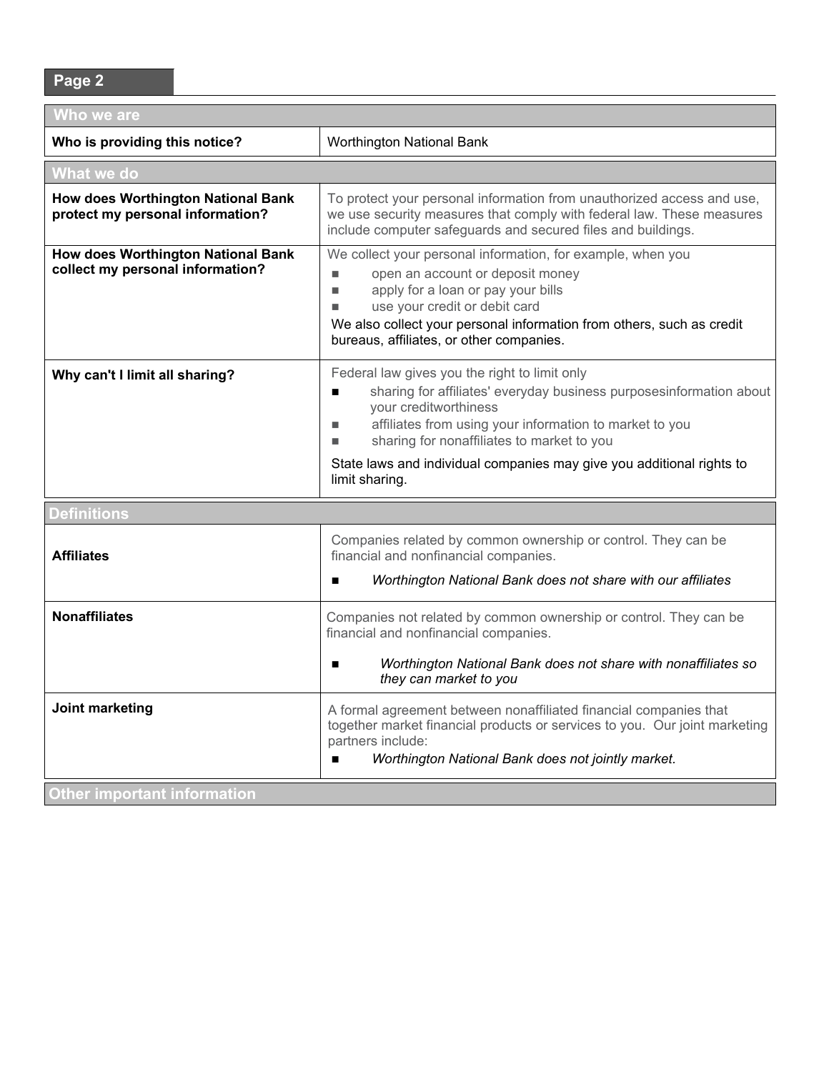## Page 2

| Who we are | |
|---|---|
| **Who is providing this notice?** | Worthington National Bank |

| What we do | |
|---|---|
| **How does Worthington National Bank protect my personal information?** | To protect your personal information from unauthorized access and use, we use security measures that comply with federal law. These measures include computer safeguards and secured files and buildings. |
| **How does Worthington National Bank collect my personal information?** | We collect your personal information, for example, when you <br>■ open an account or deposit money <br>■ apply for a loan or pay your bills <br>■ use your credit or debit card <br>We also collect your personal information from others, such as credit bureaus, affiliates, or other companies. |
| **Why can't I limit all sharing?** | Federal law gives you the right to limit only <br>■ sharing for affiliates' everyday business purposesinformation about your creditworthiness <br>■ affiliates from using your information to market to you <br>■ sharing for nonaffiliates to market to you <br>State laws and individual companies may give you additional rights to limit sharing. |

| Definitions | |
|---|---|
| **Affiliates** | Companies related by common ownership or control. They can be financial and nonfinancial companies. <br>■ *Worthington National Bank does not share with our affiliates* |
| **Nonaffiliates** | Companies not related by common ownership or control. They can be financial and nonfinancial companies. <br>■ *Worthington National Bank does not share with nonaffiliates so they can market to you* |
| **Joint marketing** | A formal agreement between nonaffiliated financial companies that together market financial products or services to you. Our joint marketing partners include: <br>■ *Worthington National Bank does not jointly market.* |

### Other important information